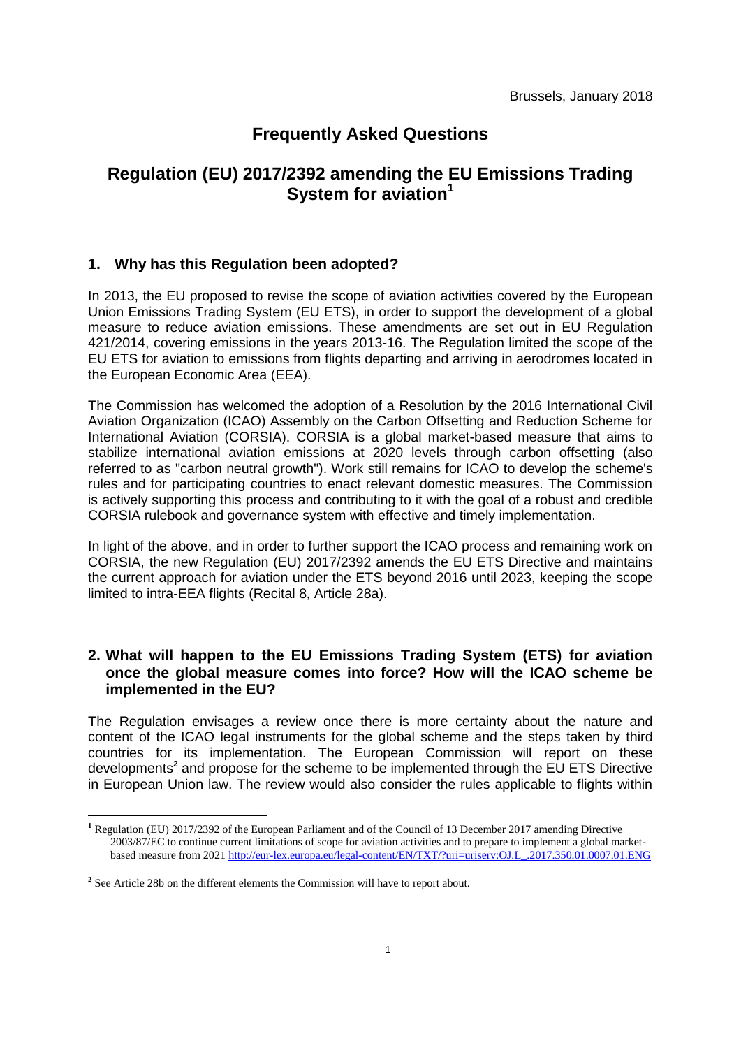Brussels, January 2018

# Frequently Asked Questions

# Regulation (EU) 2017/2392 amending the EU Emissions Trading System for aviation[1]

## 1. Why has this Regulation been adopted?

In 2013, the EU proposed to revise the scope of aviation activities covered by the European Union Emissions Trading System (EU ETS), in order to support the development of a global measure to reduce aviation emissions. These amendments are set out in EU Regulation 421/2014, covering emissions in the years 2013-16. The Regulation limited the scope of the EU ETS for aviation to emissions from flights departing and arriving in aerodromes located in the European Economic Area (EEA).

The Commission has welcomed the adoption of a Resolution by the 2016 International Civil Aviation Organization (ICAO) Assembly on the Carbon Offsetting and Reduction Scheme for International Aviation (CORSIA). CORSIA is a global market-based measure that aims to stabilize international aviation emissions at 2020 levels through carbon offsetting (also referred to as "carbon neutral growth"). Work still remains for ICAO to develop the scheme's rules and for participating countries to enact relevant domestic measures. The Commission is actively supporting this process and contributing to it with the goal of a robust and credible CORSIA rulebook and governance system with effective and timely implementation.

In light of the above, and in order to further support the ICAO process and remaining work on CORSIA, the new Regulation (EU) 2017/2392 amends the EU ETS Directive and maintains the current approach for aviation under the ETS beyond 2016 until 2023, keeping the scope limited to intra-EEA flights (Recital 8, Article 28a).

## 2. What will happen to the EU Emissions Trading System (ETS) for aviation once the global measure comes into force? How will the ICAO scheme be implemented in the EU?

The Regulation envisages a review once there is more certainty about the nature and content of the ICAO legal instruments for the global scheme and the steps taken by third countries for its implementation. The European Commission will report on these developments[2] and propose for the scheme to be implemented through the EU ETS Directive in European Union law. The review would also consider the rules applicable to flights within

---

[1] Regulation (EU) 2017/2392 of the European Parliament and of the Council of 13 December 2017 amending Directive 2003/87/EC to continue current limitations of scope for aviation activities and to prepare to implement a global market-based measure from 2021 http://eur-lex.europa.eu/legal-content/EN/TXT/?uri=uriserv:OJ.L_.2017.350.01.0007.01.ENG

[2] See Article 28b on the different elements the Commission will have to report about.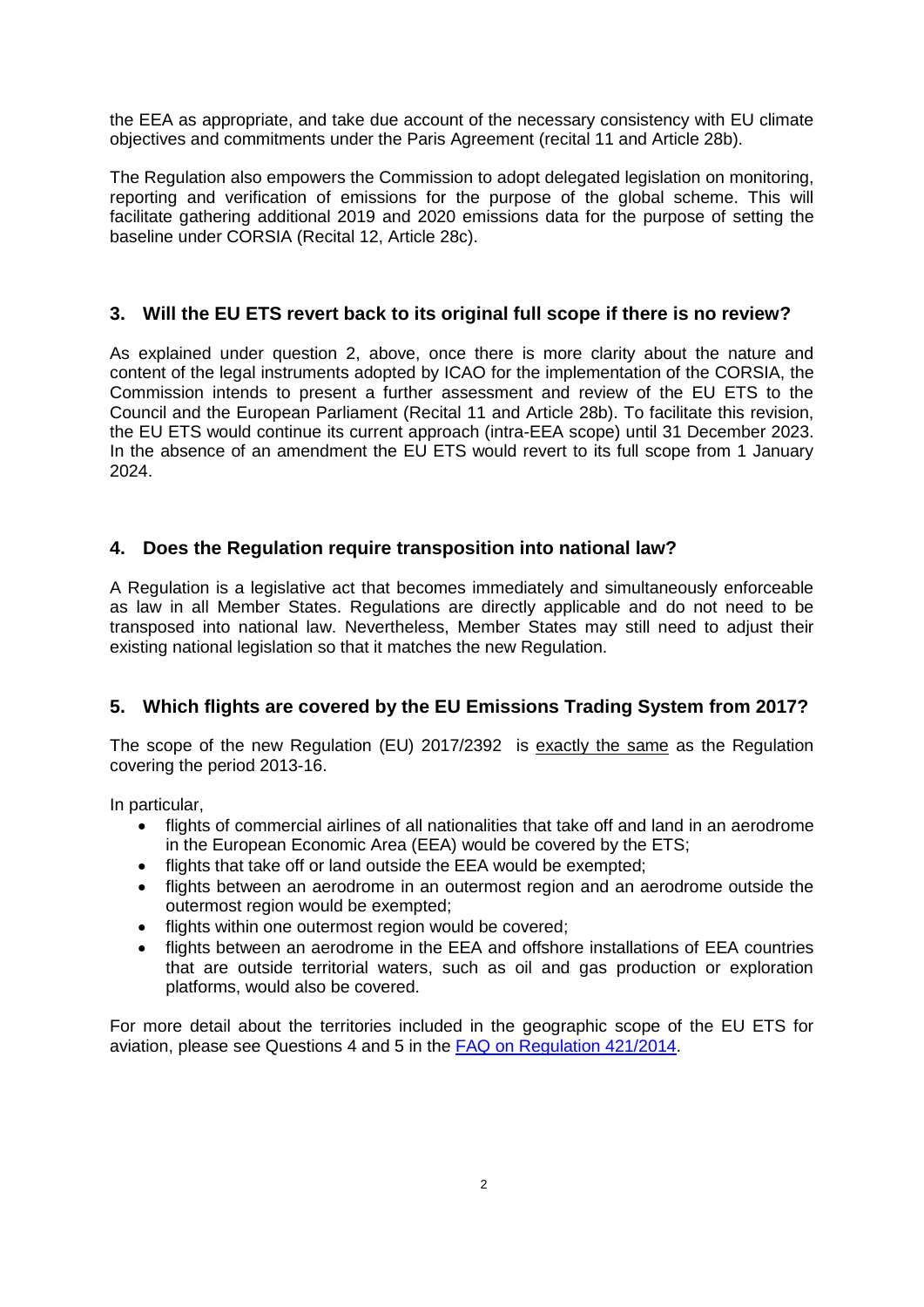the EEA as appropriate, and take due account of the necessary consistency with EU climate objectives and commitments under the Paris Agreement (recital 11 and Article 28b).

The Regulation also empowers the Commission to adopt delegated legislation on monitoring, reporting and verification of emissions for the purpose of the global scheme. This will facilitate gathering additional 2019 and 2020 emissions data for the purpose of setting the baseline under CORSIA (Recital 12, Article 28c).

## 3. Will the EU ETS revert back to its original full scope if there is no review?

As explained under question 2, above, once there is more clarity about the nature and content of the legal instruments adopted by ICAO for the implementation of the CORSIA, the Commission intends to present a further assessment and review of the EU ETS to the Council and the European Parliament (Recital 11 and Article 28b). To facilitate this revision, the EU ETS would continue its current approach (intra-EEA scope) until 31 December 2023. In the absence of an amendment the EU ETS would revert to its full scope from 1 January 2024.

## 4. Does the Regulation require transposition into national law?

A Regulation is a legislative act that becomes immediately and simultaneously enforceable as law in all Member States. Regulations are directly applicable and do not need to be transposed into national law. Nevertheless, Member States may still need to adjust their existing national legislation so that it matches the new Regulation.

## 5. Which flights are covered by the EU Emissions Trading System from 2017?

The scope of the new Regulation (EU) 2017/2392 is exactly the same as the Regulation covering the period 2013-16.

In particular,

- flights of commercial airlines of all nationalities that take off and land in an aerodrome in the European Economic Area (EEA) would be covered by the ETS;
- flights that take off or land outside the EEA would be exempted;
- flights between an aerodrome in an outermost region and an aerodrome outside the outermost region would be exempted;
- flights within one outermost region would be covered;
- flights between an aerodrome in the EEA and offshore installations of EEA countries that are outside territorial waters, such as oil and gas production or exploration platforms, would also be covered.

For more detail about the territories included in the geographic scope of the EU ETS for aviation, please see Questions 4 and 5 in the [FAQ on Regulation 421/2014](FAQ on Regulation 421/2014).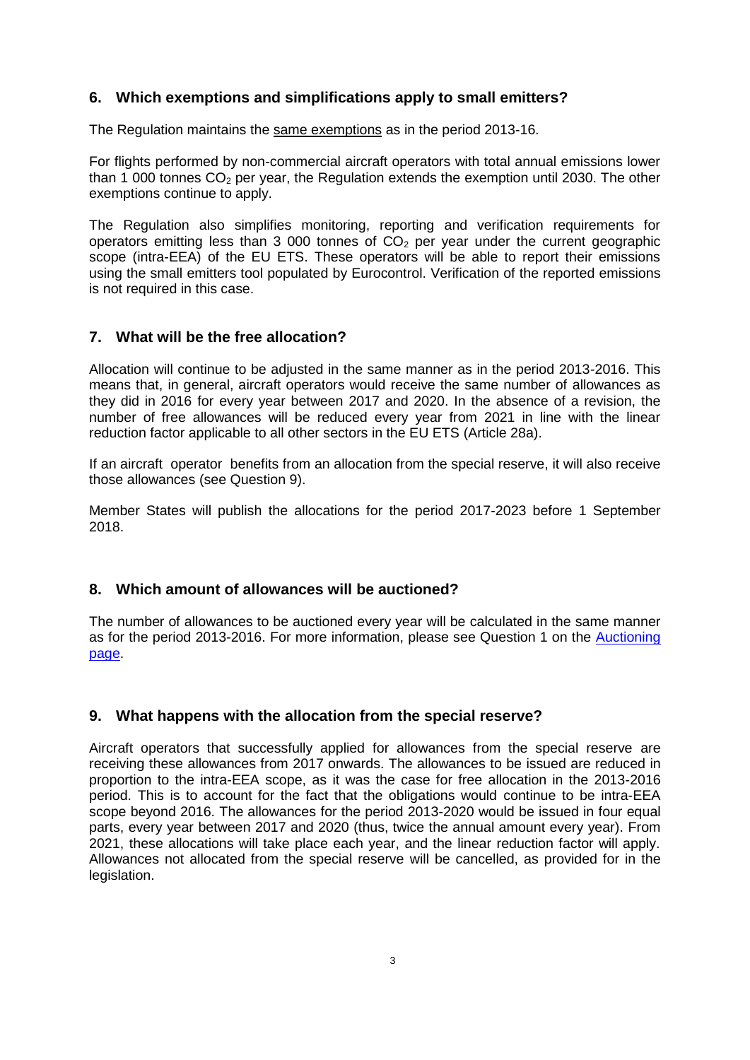## 6. Which exemptions and simplifications apply to small emitters?

The Regulation maintains the same exemptions as in the period 2013-16.

For flights performed by non-commercial aircraft operators with total annual emissions lower than 1 000 tonnes $CO_2$ per year, the Regulation extends the exemption until 2030. The other exemptions continue to apply.

The Regulation also simplifies monitoring, reporting and verification requirements for operators emitting less than 3 000 tonnes of $CO_2$ per year under the current geographic scope (intra-EEA) of the EU ETS. These operators will be able to report their emissions using the small emitters tool populated by Eurocontrol. Verification of the reported emissions is not required in this case.

## 7. What will be the free allocation?

Allocation will continue to be adjusted in the same manner as in the period 2013-2016. This means that, in general, aircraft operators would receive the same number of allowances as they did in 2016 for every year between 2017 and 2020. In the absence of a revision, the number of free allowances will be reduced every year from 2021 in line with the linear reduction factor applicable to all other sectors in the EU ETS (Article 28a).

If an aircraft operator benefits from an allocation from the special reserve, it will also receive those allowances (see Question 9).

Member States will publish the allocations for the period 2017-2023 before 1 September 2018.

## 8. Which amount of allowances will be auctioned?

The number of allowances to be auctioned every year will be calculated in the same manner as for the period 2013-2016. For more information, please see Question 1 on the Auctioning page.

## 9. What happens with the allocation from the special reserve?

Aircraft operators that successfully applied for allowances from the special reserve are receiving these allowances from 2017 onwards. The allowances to be issued are reduced in proportion to the intra-EEA scope, as it was the case for free allocation in the 2013-2016 period. This is to account for the fact that the obligations would continue to be intra-EEA scope beyond 2016. The allowances for the period 2013-2020 would be issued in four equal parts, every year between 2017 and 2020 (thus, twice the annual amount every year). From 2021, these allocations will take place each year, and the linear reduction factor will apply. Allowances not allocated from the special reserve will be cancelled, as provided for in the legislation.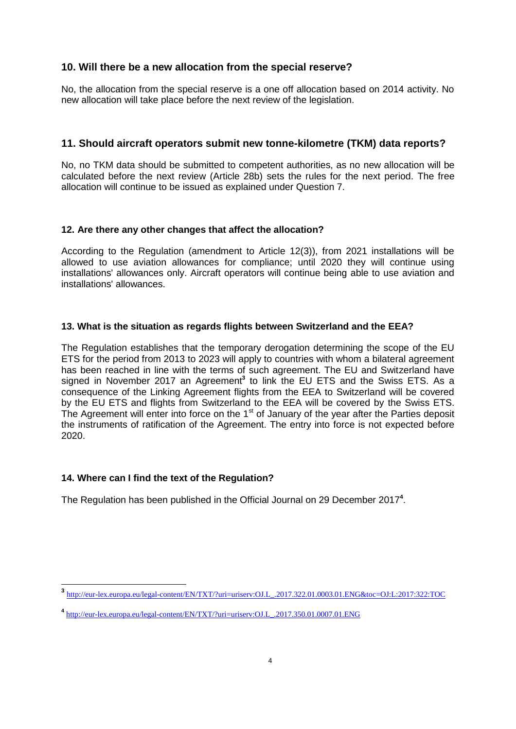### 10. Will there be a new allocation from the special reserve?

No, the allocation from the special reserve is a one off allocation based on 2014 activity. No new allocation will take place before the next review of the legislation.

### 11. Should aircraft operators submit new tonne-kilometre (TKM) data reports?

No, no TKM data should be submitted to competent authorities, as no new allocation will be calculated before the next review (Article 28b) sets the rules for the next period. The free allocation will continue to be issued as explained under Question 7.

### 12. Are there any other changes that affect the allocation?

According to the Regulation (amendment to Article 12(3)), from 2021 installations will be allowed to use aviation allowances for compliance; until 2020 they will continue using installations' allowances only. Aircraft operators will continue being able to use aviation and installations' allowances.

### 13. What is the situation as regards flights between Switzerland and the EEA?

The Regulation establishes that the temporary derogation determining the scope of the EU ETS for the period from 2013 to 2023 will apply to countries with whom a bilateral agreement has been reached in line with the terms of such agreement. The EU and Switzerland have signed in November 2017 an Agreement[3] to link the EU ETS and the Swiss ETS. As a consequence of the Linking Agreement flights from the EEA to Switzerland will be covered by the EU ETS and flights from Switzerland to the EEA will be covered by the Swiss ETS. The Agreement will enter into force on the 1st of January of the year after the Parties deposit the instruments of ratification of the Agreement. The entry into force is not expected before 2020.

### 14. Where can I find the text of the Regulation?

The Regulation has been published in the Official Journal on 29 December 2017[4].

---

[3] http://eur-lex.europa.eu/legal-content/EN/TXT/?uri=uriserv:OJ.L_.2017.322.01.0003.01.ENG&toc=OJ:L:2017:322:TOC

[4] http://eur-lex.europa.eu/legal-content/EN/TXT/?uri=uriserv:OJ.L_.2017.350.01.0007.01.ENG